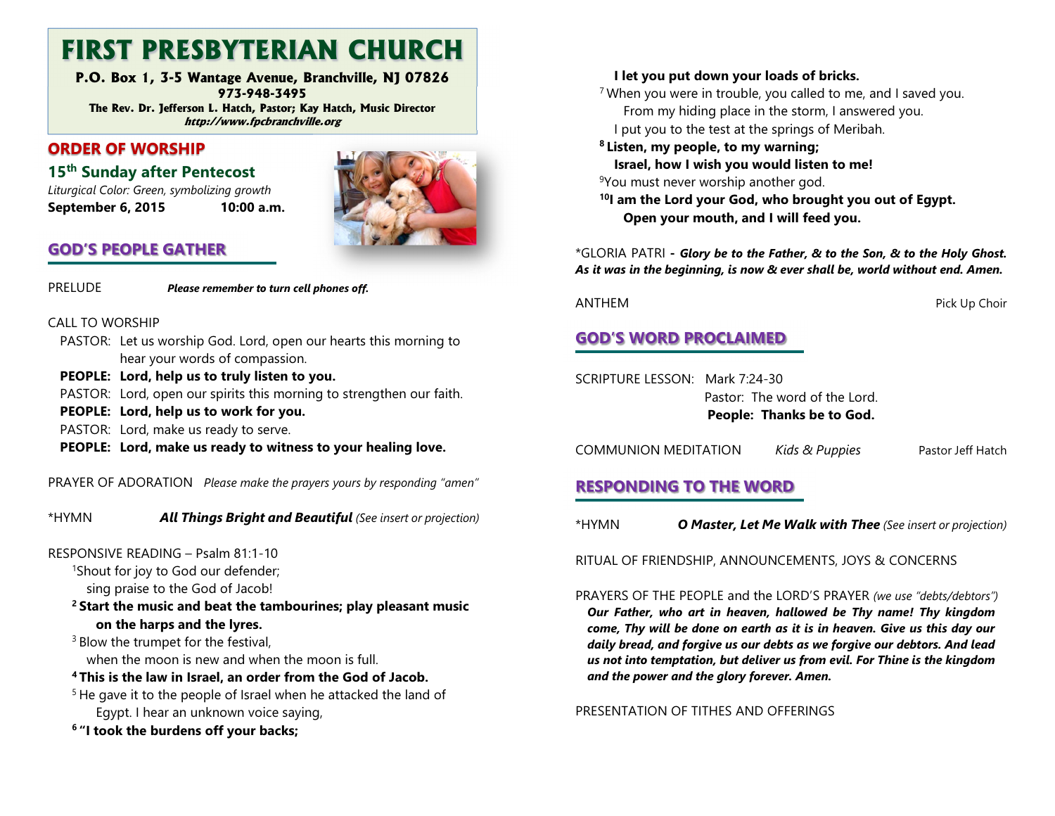# FIRST PRESBYTERIAN CHURCH

**P.O. Box 1, 3-5 Wantage Avenue, Branchville, NJ 07826**
**973-948-3495**
**The Rev. Dr. Jefferson L. Hatch, Pastor; Kay Hatch, Music Director**
***http://www.fpcbranchville.org***

## ORDER OF WORSHIP

### 15th Sunday after Pentecost

*Liturgical Color: Green, symbolizing growth*

**September 6, 2015 10:00 a.m.**

## GOD'S PEOPLE GATHER

PRELUDE ***Please remember to turn cell phones off.***

CALL TO WORSHIP

PASTOR: Let us worship God. Lord, open our hearts this morning to hear your words of compassion.
**PEOPLE: Lord, help us to truly listen to you.**
PASTOR: Lord, open our spirits this morning to strengthen our faith.
**PEOPLE: Lord, help us to work for you.**
PASTOR: Lord, make us ready to serve.
**PEOPLE: Lord, make us ready to witness to your healing love.**

PRAYER OF ADORATION *Please make the prayers yours by responding "amen"*

*HYMN ***All Things Bright and Beautiful*** *(See insert or projection)*

RESPONSIVE READING – Psalm 81:1-10

[1]Shout for joy to God our defender;
sing praise to the God of Jacob!
**[2] Start the music and beat the tambourines; play pleasant music on the harps and the lyres.**
[3] Blow the trumpet for the festival,
when the moon is new and when the moon is full.
**[4] This is the law in Israel, an order from the God of Jacob.**
[5] He gave it to the people of Israel when he attacked the land of Egypt. I hear an unknown voice saying,
**[6] "I took the burdens off your backs;**
**I let you put down your loads of bricks.**
[7] When you were in trouble, you called to me, and I saved you.
From my hiding place in the storm, I answered you.
I put you to the test at the springs of Meribah.
**[8] Listen, my people, to my warning;**
**Israel, how I wish you would listen to me!**
[9]You must never worship another god.
**[10]I am the Lord your God, who brought you out of Egypt.**
**Open your mouth, and I will feed you.**

*GLORIA PATRI - ***Glory be to the Father, & to the Son, & to the Holy Ghost. As it was in the beginning, is now & ever shall be, world without end. Amen.***

ANTHEM Pick Up Choir

## GOD'S WORD PROCLAIMED

SCRIPTURE LESSON: Mark 7:24-30
Pastor: The word of the Lord.
**People: Thanks be to God.**

COMMUNION MEDITATION *Kids & Puppies* Pastor Jeff Hatch

## RESPONDING TO THE WORD

*HYMN ***O Master, Let Me Walk with Thee*** *(See insert or projection)*

RITUAL OF FRIENDSHIP, ANNOUNCEMENTS, JOYS & CONCERNS

PRAYERS OF THE PEOPLE and the LORD'S PRAYER *(we use "debts/debtors")*
***Our Father, who art in heaven, hallowed be Thy name! Thy kingdom come, Thy will be done on earth as it is in heaven. Give us this day our daily bread, and forgive us our debts as we forgive our debtors. And lead us not into temptation, but deliver us from evil. For Thine is the kingdom and the power and the glory forever. Amen.***

PRESENTATION OF TITHES AND OFFERINGS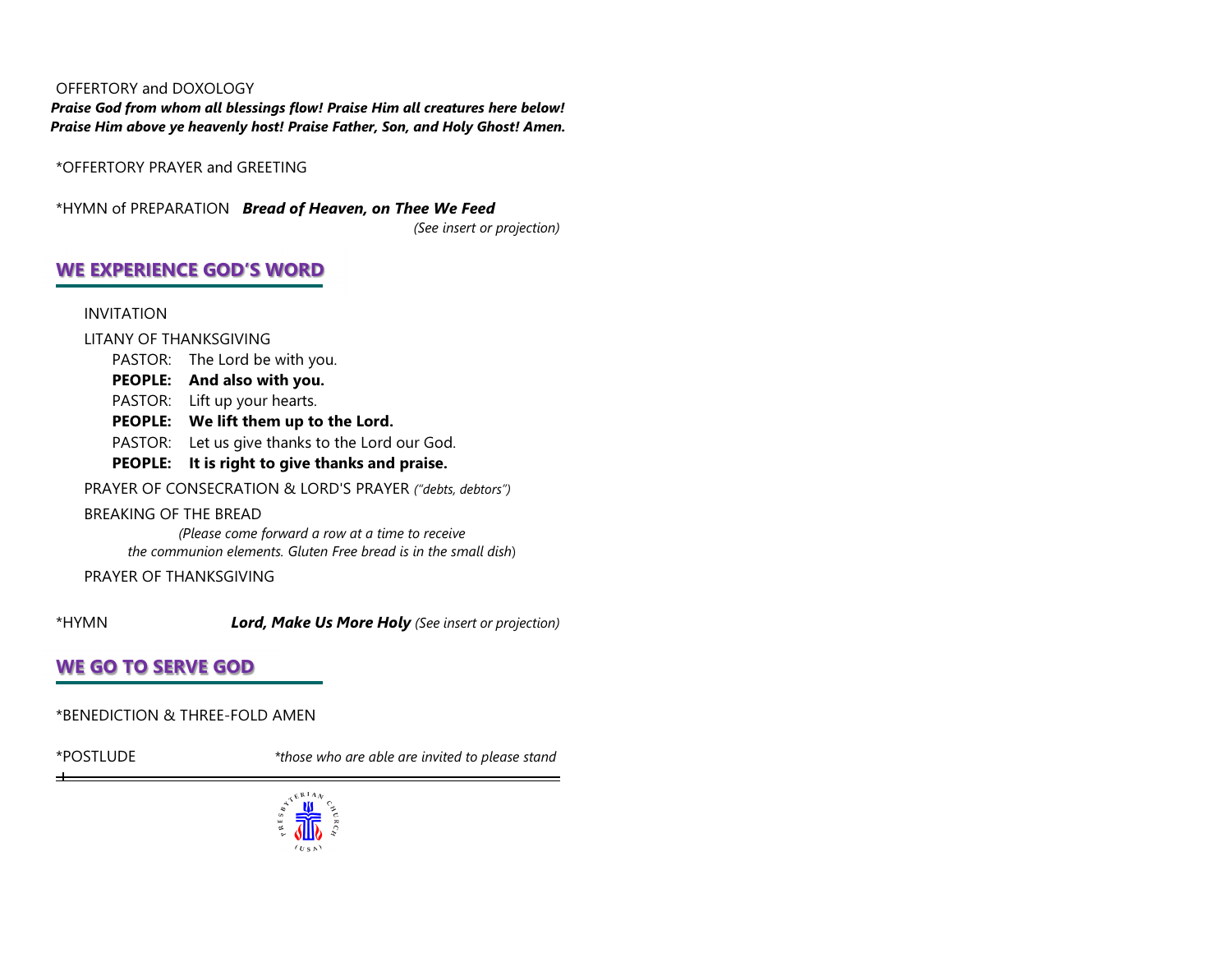OFFERTORY and DOXOLOGY

***Praise God from whom all blessings flow! Praise Him all creatures here below! Praise Him above ye heavenly host! Praise Father, Son, and Holy Ghost! Amen.***

*OFFERTORY PRAYER and GREETING

*HYMN of PREPARATION ***Bread of Heaven, on Thee We Feed***
*(See insert or projection)*

## WE EXPERIENCE GOD'S WORD

INVITATION

LITANY OF THANKSGIVING

PASTOR: The Lord be with you.
**PEOPLE: And also with you.**
PASTOR: Lift up your hearts.
**PEOPLE: We lift them up to the Lord.**
PASTOR: Let us give thanks to the Lord our God.
**PEOPLE: It is right to give thanks and praise.**

PRAYER OF CONSECRATION & LORD'S PRAYER *("debts, debtors")*

BREAKING OF THE BREAD

*(Please come forward a row at a time to receive the communion elements. Gluten Free bread is in the small dish)*

PRAYER OF THANKSGIVING

*HYMN ***Lord, Make Us More Holy*** *(See insert or projection)*

## WE GO TO SERVE GOD

*BENEDICTION & THREE-FOLD AMEN

*POSTLUDE *\*those who are able are invited to please stand*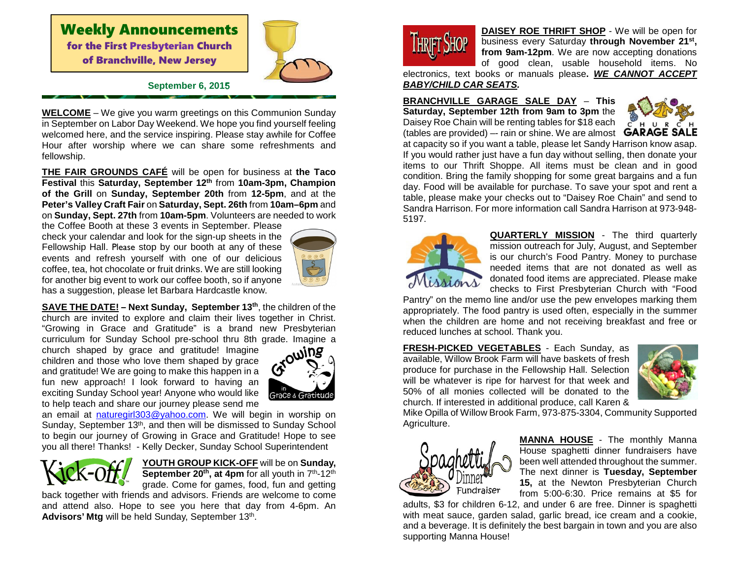# Weekly Announcements

## for the First Presbyterian Church of Branchville, New Jersey

**September 6, 2015**

**WELCOME** – We give you warm greetings on this Communion Sunday in September on Labor Day Weekend. We hope you find yourself feeling welcomed here, and the service inspiring. Please stay awhile for Coffee Hour after worship where we can share some refreshments and fellowship.

**THE FAIR GROUNDS CAFÉ** will be open for business at **the Taco Festival** this **Saturday, September 12th** from **10am-3pm, Champion of the Grill** on **Sunday, September 20th** from **12-5pm**, and at the **Peter's Valley Craft Fair** on **Saturday, Sept. 26th** from **10am–6pm** and on **Sunday, Sept. 27th** from **10am-5pm**. Volunteers are needed to work the Coffee Booth at these 3 events in September. Please check your calendar and look for the sign-up sheets in the Fellowship Hall. Please stop by our booth at any of these events and refresh yourself with one of our delicious coffee, tea, hot chocolate or fruit drinks. We are still looking for another big event to work our coffee booth, so if anyone has a suggestion, please let Barbara Hardcastle know.

**SAVE THE DATE! – Next Sunday, September 13th**, the children of the church are invited to explore and claim their lives together in Christ. "Growing in Grace and Gratitude" is a brand new Presbyterian curriculum for Sunday School pre-school thru 8th grade. Imagine a church shaped by grace and gratitude! Imagine children and those who love them shaped by grace and gratitude! We are going to make this happen in a fun new approach! I look forward to having an exciting Sunday School year! Anyone who would like to help teach and share our journey please send me an email at naturegirl303@yahoo.com. We will begin in worship on Sunday, September 13th, and then will be dismissed to Sunday School to begin our journey of Growing in Grace and Gratitude! Hope to see you all there! Thanks! - Kelly Decker, Sunday School Superintendent

**YOUTH GROUP KICK-OFF** will be on **Sunday, September 20th, at 4pm** for all youth in 7th-12th grade. Come for games, food, fun and getting back together with friends and advisors. Friends are welcome to come and attend also. Hope to see you here that day from 4-6pm. An **Advisors' Mtg** will be held Sunday, September 13th.

**DAISEY ROE THRIFT SHOP** - We will be open for business every Saturday **through November 21st, from 9am-12pm**. We are now accepting donations of good clean, usable household items. No electronics, text books or manuals please**. *WE CANNOT ACCEPT BABY/CHILD CAR SEATS.***

**BRANCHVILLE GARAGE SALE DAY** – **This Saturday, September 12th from 9am to 3pm** the Daisey Roe Chain will be renting tables for $18 each (tables are provided) –- rain or shine. We are almost at capacity so if you want a table, please let Sandy Harrison know asap. If you would rather just have a fun day without selling, then donate your items to our Thrift Shoppe. All items must be clean and in good condition. Bring the family shopping for some great bargains and a fun day. Food will be available for purchase. To save your spot and rent a table, please make your checks out to "Daisey Roe Chain" and send to Sandra Harrison. For more information call Sandra Harrison at 973-948-5197.

**QUARTERLY MISSION** - The third quarterly mission outreach for July, August, and September is our church's Food Pantry. Money to purchase needed items that are not donated as well as donated food items are appreciated. Please make checks to First Presbyterian Church with "Food Pantry" on the memo line and/or use the pew envelopes marking them appropriately. The food pantry is used often, especially in the summer when the children are home and not receiving breakfast and free or reduced lunches at school. Thank you.

**FRESH-PICKED VEGETABLES** - Each Sunday, as available, Willow Brook Farm will have baskets of fresh produce for purchase in the Fellowship Hall. Selection will be whatever is ripe for harvest for that week and 50% of all monies collected will be donated to the church. If interested in additional produce, call Karen & Mike Opilla of Willow Brook Farm, 973-875-3304, Community Supported Agriculture.

**MANNA HOUSE** - The monthly Manna House spaghetti dinner fundraisers have been well attended throughout the summer. The next dinner is **Tuesday, September 15,** at the Newton Presbyterian Church from 5:00-6:30. Price remains at $5 for adults, $3 for children 6-12, and under 6 are free. Dinner is spaghetti with meat sauce, garden salad, garlic bread, ice cream and a cookie, and a beverage. It is definitely the best bargain in town and you are also supporting Manna House!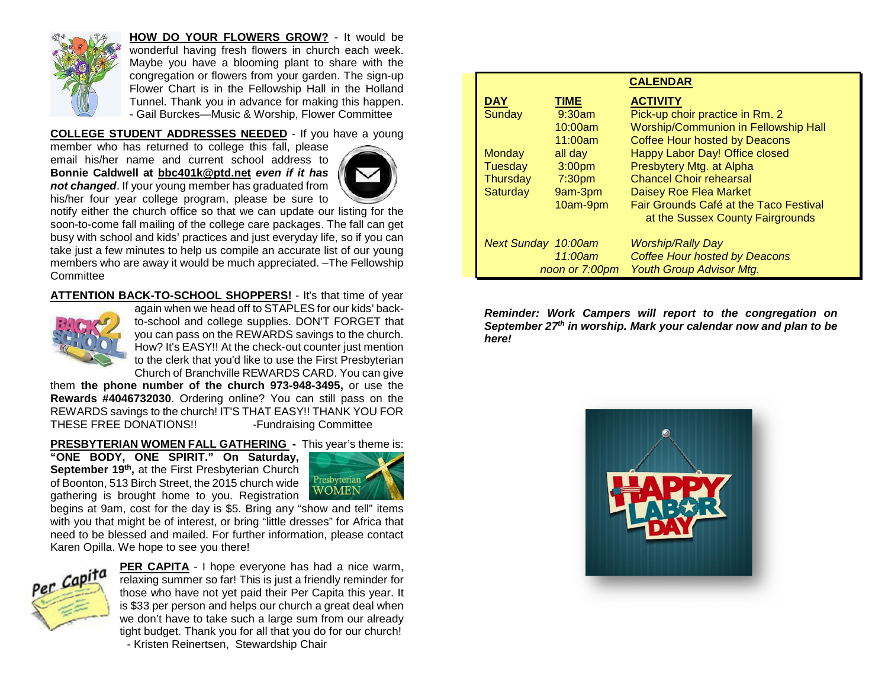**HOW DO YOUR FLOWERS GROW?** - It would be wonderful having fresh flowers in church each week. Maybe you have a blooming plant to share with the congregation or flowers from your garden. The sign-up Flower Chart is in the Fellowship Hall in the Holland Tunnel. Thank you in advance for making this happen. - Gail Burckes—Music & Worship, Flower Committee

**COLLEGE STUDENT ADDRESSES NEEDED** - If you have a young member who has returned to college this fall, please email his/her name and current school address to **Bonnie Caldwell at bbc401k@ptd.net *even if it has not changed***. If your young member has graduated from his/her four year college program, please be sure to notify either the church office so that we can update our listing for the soon-to-come fall mailing of the college care packages. The fall can get busy with school and kids' practices and just everyday life, so if you can take just a few minutes to help us compile an accurate list of our young members who are away it would be much appreciated. –The Fellowship Committee

**ATTENTION BACK-TO-SCHOOL SHOPPERS!** - It's that time of year again when we head off to STAPLES for our kids' back-to-school and college supplies. DON'T FORGET that you can pass on the REWARDS savings to the church. How? It's EASY!! At the check-out counter just mention to the clerk that you'd like to use the First Presbyterian Church of Branchville REWARDS CARD. You can give them **the phone number of the church 973-948-3495,** or use the **Rewards #4046732030**. Ordering online? You can still pass on the REWARDS savings to the church! IT'S THAT EASY!! THANK YOU FOR THESE FREE DONATIONS!! -Fundraising Committee

**PRESBYTERIAN WOMEN FALL GATHERING -** This year's theme is: **"ONE BODY, ONE SPIRIT." On Saturday, September 19th,** at the First Presbyterian Church of Boonton, 513 Birch Street, the 2015 church wide gathering is brought home to you. Registration begins at 9am, cost for the day is $5. Bring any "show and tell" items with you that might be of interest, or bring "little dresses" for Africa that need to be blessed and mailed. For further information, please contact Karen Opilla. We hope to see you there!

**PER CAPITA** - I hope everyone has had a nice warm, relaxing summer so far! This is just a friendly reminder for those who have not yet paid their Per Capita this year. It is $33 per person and helps our church a great deal when we don't have to take such a large sum from our already tight budget. Thank you for all that you do for our church! - Kristen Reinertsen, Stewardship Chair

**CALENDAR**

| DAY | TIME | ACTIVITY |
|---|---|---|
| Sunday | 9:30am | Pick-up choir practice in Rm. 2 |
| | 10:00am | Worship/Communion in Fellowship Hall |
| | 11:00am | Coffee Hour hosted by Deacons |
| Monday | all day | Happy Labor Day! Office closed |
| Tuesday | 3:00pm | Presbytery Mtg. at Alpha |
| Thursday | 7:30pm | Chancel Choir rehearsal |
| Saturday | 9am-3pm | Daisey Roe Flea Market |
| | 10am-9pm | Fair Grounds Café at the Taco Festival at the Sussex County Fairgrounds |
| *Next Sunday* | *10:00am* | *Worship/Rally Day* |
| | *11:00am* | *Coffee Hour hosted by Deacons* |
| | *noon or 7:00pm* | *Youth Group Advisor Mtg.* |

***Reminder: Work Campers will report to the congregation on September 27th in worship. Mark your calendar now and plan to be here!***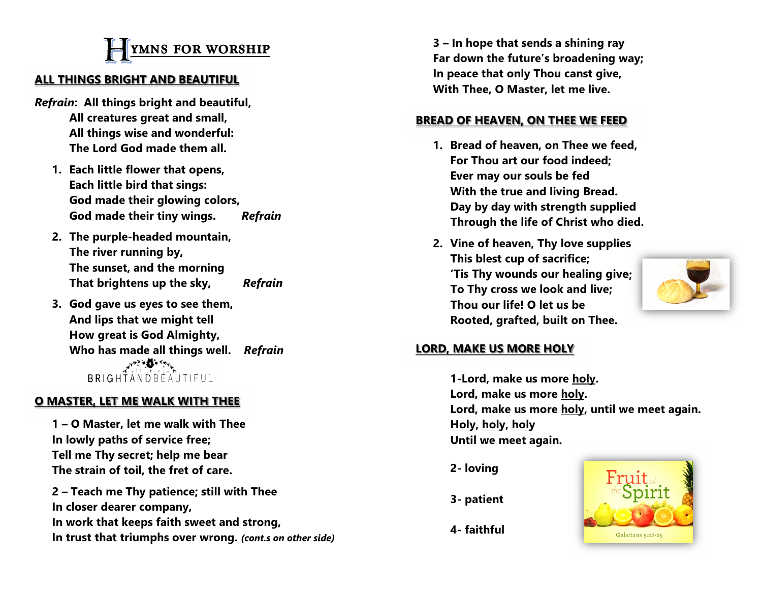# HYMNS FOR WORSHIP

## ALL THINGS BRIGHT AND BEAUTIFUL

***Refrain*: All things bright and beautiful,**
**All creatures great and small,**
**All things wise and wonderful:**
**The Lord God made them all.**

1. **Each little flower that opens,**
   **Each little bird that sings:**
   **God made their glowing colors,**
   **God made their tiny wings.** ***Refrain***

2. **The purple-headed mountain,**
   **The river running by,**
   **The sunset, and the morning**
   **That brightens up the sky,** ***Refrain***

3. **God gave us eyes to see them,**
   **And lips that we might tell**
   **How great is God Almighty,**
   **Who has made all things well.** ***Refrain***

BRIGHT AND BEAUTIFUL

## O MASTER, LET ME WALK WITH THEE

**1 – O Master, let me walk with Thee**
**In lowly paths of service free;**
**Tell me Thy secret; help me bear**
**The strain of toil, the fret of care.**

**2 – Teach me Thy patience; still with Thee**
**In closer dearer company,**
**In work that keeps faith sweet and strong,**
**In trust that triumphs over wrong.** ***(cont.s on other side)***

**3 – In hope that sends a shining ray**
**Far down the future's broadening way;**
**In peace that only Thou canst give,**
**With Thee, O Master, let me live.**

## BREAD OF HEAVEN, ON THEE WE FEED

1. **Bread of heaven, on Thee we feed,**
   **For Thou art our food indeed;**
   **Ever may our souls be fed**
   **With the true and living Bread.**
   **Day by day with strength supplied**
   **Through the life of Christ who died.**

2. **Vine of heaven, Thy love supplies**
   **This blest cup of sacrifice;**
   **'Tis Thy wounds our healing give;**
   **To Thy cross we look and live;**
   **Thou our life! O let us be**
   **Rooted, grafted, built on Thee.**

## LORD, MAKE US MORE HOLY

**1-Lord, make us more holy.**
**Lord, make us more holy.**
**Lord, make us more holy, until we meet again.**
**Holy, holy, holy**
**Until we meet again.**

**2- loving**

**3- patient**

**4- faithful**

Fruit of the Spirit
Galatians 5:22-25